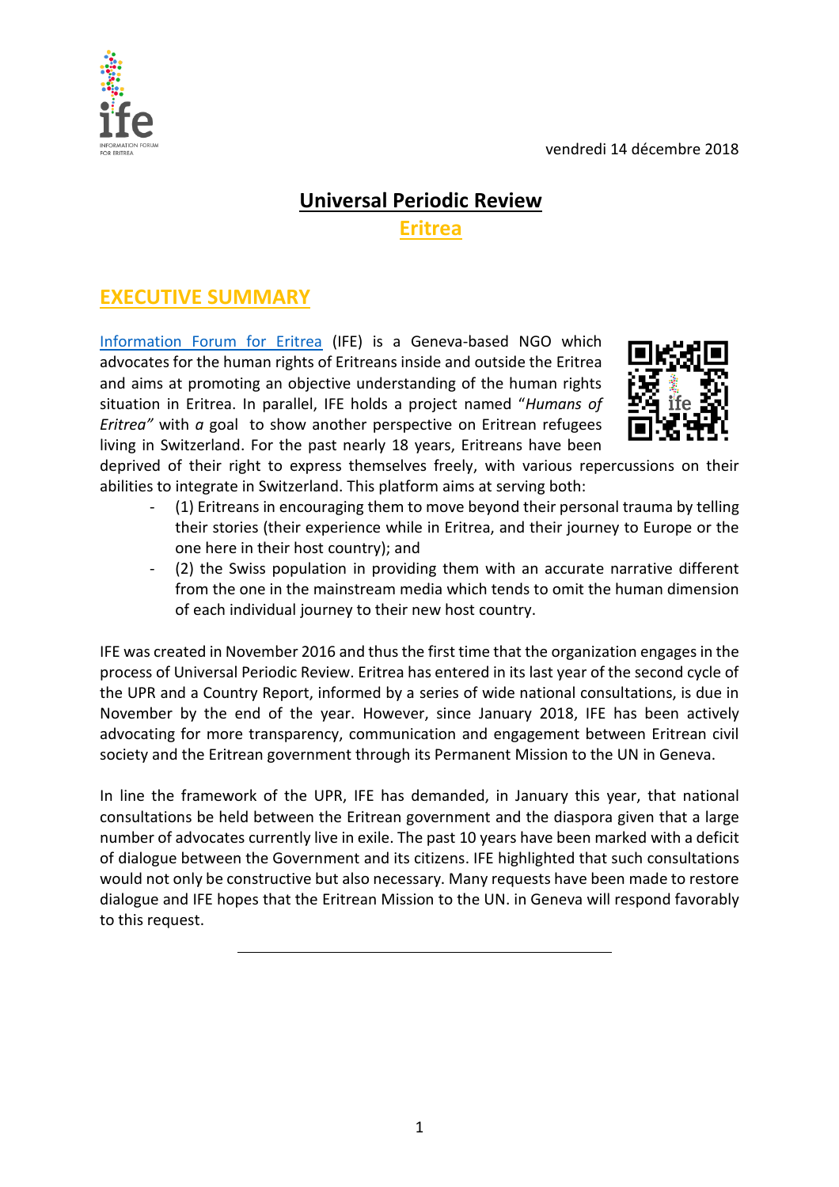vendredi 14 décembre 2018

# Universal Periodic Review

## Eritrea

## EXECUTIVE SUMMARY

Information Forum for Eritrea (IFE) is a Geneva-based NGO which advocates for the human rights of Eritreans inside and outside the Eritrea and aims at promoting an objective understanding of the human rights situation in Eritrea. In parallel, IFE holds a project named "*Humans of Eritrea"* with *a* goal to show another perspective on Eritrean refugees living in Switzerland. For the past nearly 18 years, Eritreans have been deprived of their right to express themselves freely, with various repercussions on their abilities to integrate in Switzerland. This platform aims at serving both:

- (1) Eritreans in encouraging them to move beyond their personal trauma by telling their stories (their experience while in Eritrea, and their journey to Europe or the one here in their host country); and
- (2) the Swiss population in providing them with an accurate narrative different from the one in the mainstream media which tends to omit the human dimension of each individual journey to their new host country.

IFE was created in November 2016 and thus the first time that the organization engages in the process of Universal Periodic Review. Eritrea has entered in its last year of the second cycle of the UPR and a Country Report, informed by a series of wide national consultations, is due in November by the end of the year. However, since January 2018, IFE has been actively advocating for more transparency, communication and engagement between Eritrean civil society and the Eritrean government through its Permanent Mission to the UN in Geneva.

In line the framework of the UPR, IFE has demanded, in January this year, that national consultations be held between the Eritrean government and the diaspora given that a large number of advocates currently live in exile. The past 10 years have been marked with a deficit of dialogue between the Government and its citizens. IFE highlighted that such consultations would not only be constructive but also necessary. Many requests have been made to restore dialogue and IFE hopes that the Eritrean Mission to the UN. in Geneva will respond favorably to this request.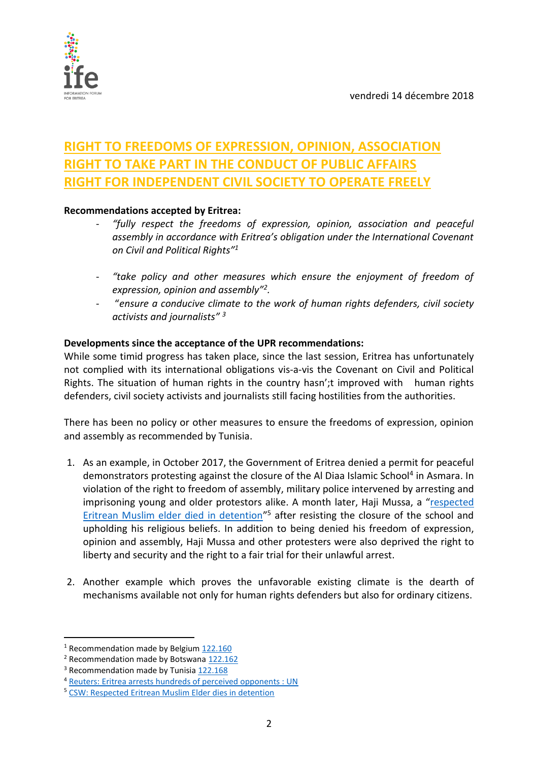vendredi 14 décembre 2018

# RIGHT TO FREEDOMS OF EXPRESSION, OPINION, ASSOCIATION
# RIGHT TO TAKE PART IN THE CONDUCT OF PUBLIC AFFAIRS
# RIGHT FOR INDEPENDENT CIVIL SOCIETY TO OPERATE FREELY

**Recommendations accepted by Eritrea:**

- *"fully respect the freedoms of expression, opinion, association and peaceful assembly in accordance with Eritrea's obligation under the International Covenant on Civil and Political Rights"*[1]
- *"take policy and other measures which ensure the enjoyment of freedom of expression, opinion and assembly"*[2].
- "*ensure a conducive climate to the work of human rights defenders, civil society activists and journalists"* [3]

**Developments since the acceptance of the UPR recommendations:**

While some timid progress has taken place, since the last session, Eritrea has unfortunately not complied with its international obligations vis-a-vis the Covenant on Civil and Political Rights. The situation of human rights in the country hasn';t improved with human rights defenders, civil society activists and journalists still facing hostilities from the authorities.

There has been no policy or other measures to ensure the freedoms of expression, opinion and assembly as recommended by Tunisia.

1. As an example, in October 2017, the Government of Eritrea denied a permit for peaceful demonstrators protesting against the closure of the Al Diaa Islamic School[4] in Asmara. In violation of the right to freedom of assembly, military police intervened by arresting and imprisoning young and older protestors alike. A month later, Haji Mussa, a "respected Eritrean Muslim elder died in detention"[5] after resisting the closure of the school and upholding his religious beliefs. In addition to being denied his freedom of expression, opinion and assembly, Haji Mussa and other protesters were also deprived the right to liberty and security and the right to a fair trial for their unlawful arrest.

2. Another example which proves the unfavorable existing climate is the dearth of mechanisms available not only for human rights defenders but also for ordinary citizens.

---

[1] Recommendation made by Belgium 122.160

[2] Recommendation made by Botswana 122.162

[3] Recommendation made by Tunisia 122.168

[4] Reuters: Eritrea arrests hundreds of perceived opponents : UN

[5] CSW: Respected Eritrean Muslim Elder dies in detention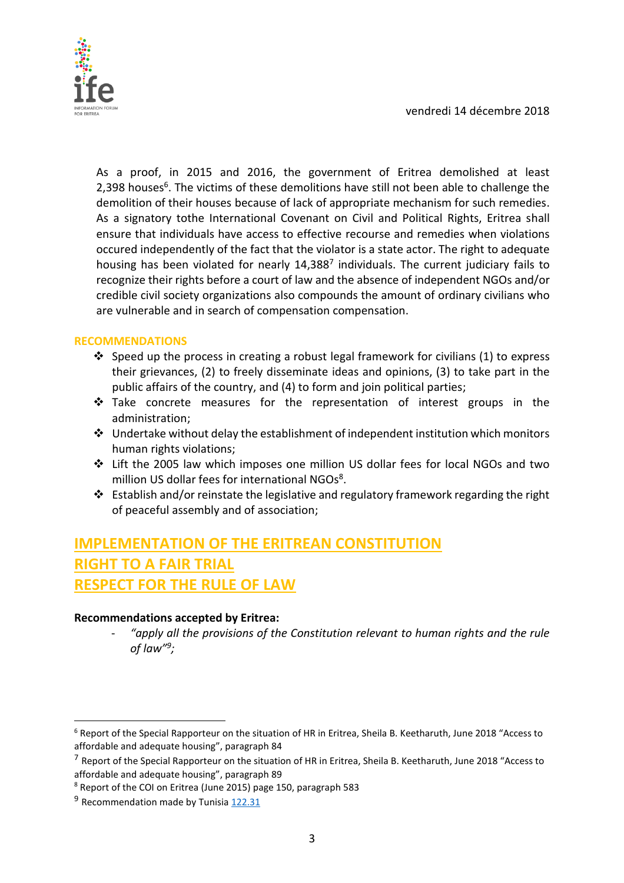As a proof, in 2015 and 2016, the government of Eritrea demolished at least 2,398 houses[6]. The victims of these demolitions have still not been able to challenge the demolition of their houses because of lack of appropriate mechanism for such remedies. As a signatory tothe International Covenant on Civil and Political Rights, Eritrea shall ensure that individuals have access to effective recourse and remedies when violations occured independently of the fact that the violator is a state actor. The right to adequate housing has been violated for nearly 14,388[7] individuals. The current judiciary fails to recognize their rights before a court of law and the absence of independent NGOs and/or credible civil society organizations also compounds the amount of ordinary civilians who are vulnerable and in search of compensation compensation.

**RECOMMENDATIONS**

- Speed up the process in creating a robust legal framework for civilians (1) to express their grievances, (2) to freely disseminate ideas and opinions, (3) to take part in the public affairs of the country, and (4) to form and join political parties;
- Take concrete measures for the representation of interest groups in the administration;
- Undertake without delay the establishment of independent institution which monitors human rights violations;
- Lift the 2005 law which imposes one million US dollar fees for local NGOs and two million US dollar fees for international NGOs[8].
- Establish and/or reinstate the legislative and regulatory framework regarding the right of peaceful assembly and of association;

## IMPLEMENTATION OF THE ERITREAN CONSTITUTION
## RIGHT TO A FAIR TRIAL
## RESPECT FOR THE RULE OF LAW

**Recommendations accepted by Eritrea:**

- *"apply all the provisions of the Constitution relevant to human rights and the rule of law"[9];*

---

[6] Report of the Special Rapporteur on the situation of HR in Eritrea, Sheila B. Keetharuth, June 2018 "Access to affordable and adequate housing", paragraph 84

[7] Report of the Special Rapporteur on the situation of HR in Eritrea, Sheila B. Keetharuth, June 2018 "Access to affordable and adequate housing", paragraph 89

[8] Report of the COI on Eritrea (June 2015) page 150, paragraph 583

[9] Recommendation made by Tunisia 122.31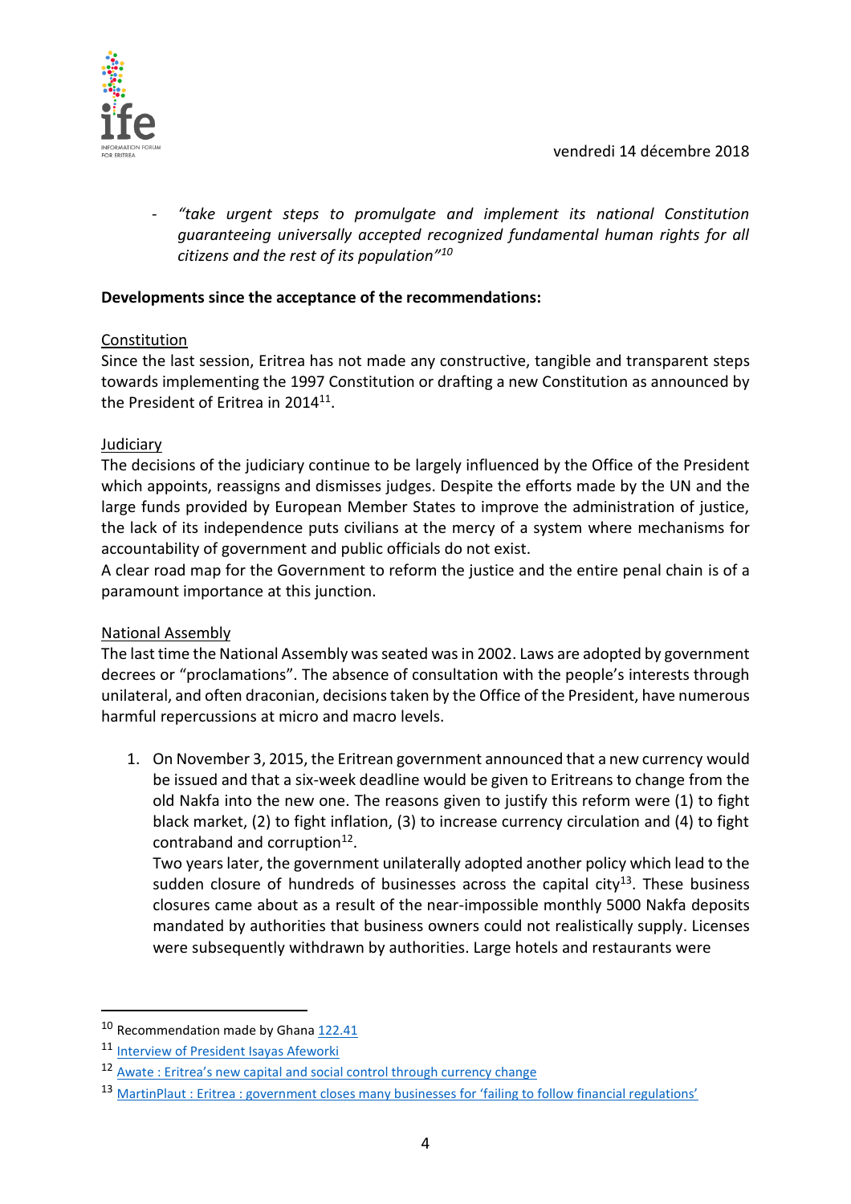- *"take urgent steps to promulgate and implement its national Constitution guaranteeing universally accepted recognized fundamental human rights for all citizens and the rest of its population"*[10]

**Developments since the acceptance of the recommendations:**

Constitution

Since the last session, Eritrea has not made any constructive, tangible and transparent steps towards implementing the 1997 Constitution or drafting a new Constitution as announced by the President of Eritrea in 2014[11].

Judiciary

The decisions of the judiciary continue to be largely influenced by the Office of the President which appoints, reassigns and dismisses judges. Despite the efforts made by the UN and the large funds provided by European Member States to improve the administration of justice, the lack of its independence puts civilians at the mercy of a system where mechanisms for accountability of government and public officials do not exist.

A clear road map for the Government to reform the justice and the entire penal chain is of a paramount importance at this junction.

National Assembly

The last time the National Assembly was seated was in 2002. Laws are adopted by government decrees or "proclamations". The absence of consultation with the people's interests through unilateral, and often draconian, decisions taken by the Office of the President, have numerous harmful repercussions at micro and macro levels.

1. On November 3, 2015, the Eritrean government announced that a new currency would be issued and that a six-week deadline would be given to Eritreans to change from the old Nakfa into the new one. The reasons given to justify this reform were (1) to fight black market, (2) to fight inflation, (3) to increase currency circulation and (4) to fight contraband and corruption[12].

   Two years later, the government unilaterally adopted another policy which lead to the sudden closure of hundreds of businesses across the capital city[13]. These business closures came about as a result of the near-impossible monthly 5000 Nakfa deposits mandated by authorities that business owners could not realistically supply. Licenses were subsequently withdrawn by authorities. Large hotels and restaurants were

---

[10] Recommendation made by Ghana 122.41

[11] Interview of President Isayas Afeworki

[12] Awate : Eritrea's new capital and social control through currency change

[13] MartinPlaut : Eritrea : government closes many businesses for 'failing to follow financial regulations'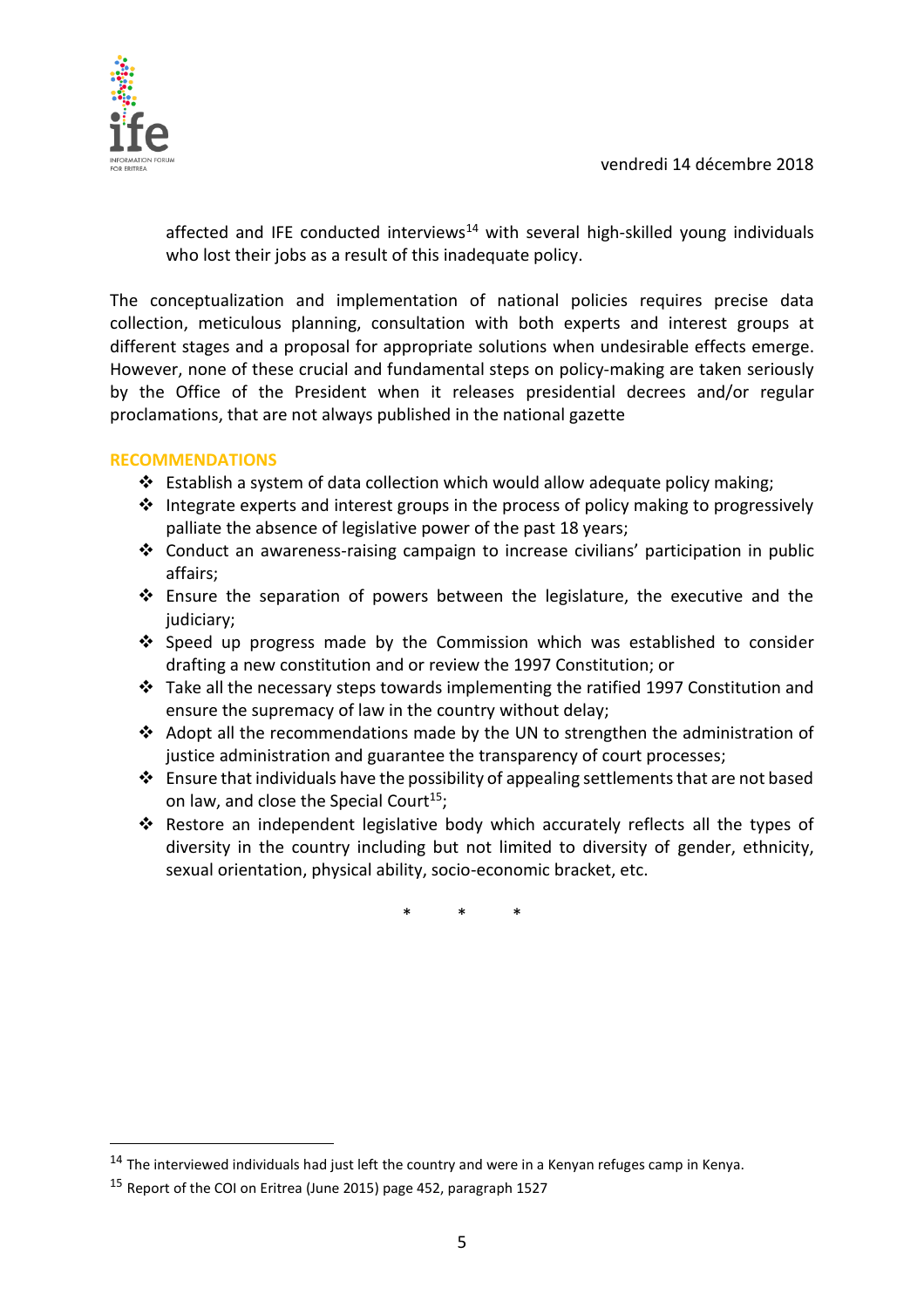affected and IFE conducted interviews[14] with several high-skilled young individuals who lost their jobs as a result of this inadequate policy.

The conceptualization and implementation of national policies requires precise data collection, meticulous planning, consultation with both experts and interest groups at different stages and a proposal for appropriate solutions when undesirable effects emerge. However, none of these crucial and fundamental steps on policy-making are taken seriously by the Office of the President when it releases presidential decrees and/or regular proclamations, that are not always published in the national gazette

**RECOMMENDATIONS**

- Establish a system of data collection which would allow adequate policy making;
- Integrate experts and interest groups in the process of policy making to progressively palliate the absence of legislative power of the past 18 years;
- Conduct an awareness-raising campaign to increase civilians' participation in public affairs;
- Ensure the separation of powers between the legislature, the executive and the judiciary;
- Speed up progress made by the Commission which was established to consider drafting a new constitution and or review the 1997 Constitution; or
- Take all the necessary steps towards implementing the ratified 1997 Constitution and ensure the supremacy of law in the country without delay;
- Adopt all the recommendations made by the UN to strengthen the administration of justice administration and guarantee the transparency of court processes;
- Ensure that individuals have the possibility of appealing settlements that are not based on law, and close the Special Court[15];
- Restore an independent legislative body which accurately reflects all the types of diversity in the country including but not limited to diversity of gender, ethnicity, sexual orientation, physical ability, socio-economic bracket, etc.

\* \* \*

[14] The interviewed individuals had just left the country and were in a Kenyan refuges camp in Kenya.

[15] Report of the COI on Eritrea (June 2015) page 452, paragraph 1527